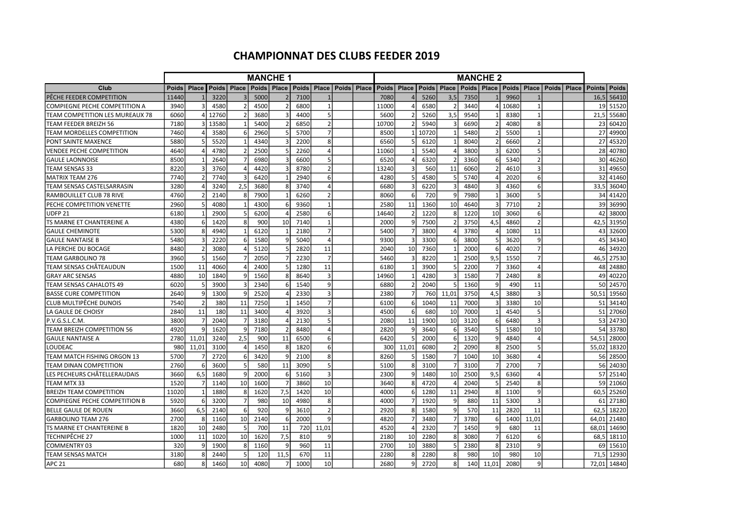# CHAMPIONNAT DES CLUBS FEEDER 2019

| Club | MANCHE 1 | | | | | | | | | | MANCHE 2 | | | | | | | | | | | |
|---|---|---|---|---|---|---|---|---|---|---|---|---|---|---|---|---|---|---|---|---|---|---|
| | Poids | Place | Poids | Place | Poids | Place | Poids | Place | Poids | Place | Poids | Place | Poids | Place | Poids | Place | Poids | Place | Poids | Place | Points | Poids |
| PÊCHE FEEDER COMPETITION | 11440 | 1 | 3220 | 3 | 5000 | 2 | 7100 | 1 | | | 7080 | 4 | 5260 | 3,5 | 7350 | 1 | 9960 | 1 | | | 16,5 | 56410 |
| COMPIEGNE PECHE COMPETITION A | 3940 | 3 | 4580 | 2 | 4500 | 2 | 6800 | 1 | | | 11000 | 4 | 6580 | 2 | 3440 | 4 | 10680 | 1 | | | 19 | 51520 |
| TEAM COMPETITION LES MUREAUX 78 | 6060 | 4 | 12760 | 2 | 3680 | 3 | 4400 | 5 | | | 5600 | 2 | 5260 | 3,5 | 9540 | 1 | 8380 | 1 | | | 21,5 | 55680 |
| TEAM FEEDER BREIZH 56 | 7180 | 3 | 13580 | 1 | 5400 | 2 | 6850 | 2 | | | 10700 | 2 | 5940 | 3 | 6690 | 2 | 4080 | 8 | | | 23 | 60420 |
| TEAM MORDELLES COMPETITION | 7460 | 4 | 3580 | 6 | 2960 | 5 | 5700 | 7 | | | 8500 | 1 | 10720 | 1 | 5480 | 2 | 5500 | 1 | | | 27 | 49900 |
| PONT SAINTE MAXENCE | 5880 | 5 | 5520 | 1 | 4340 | 3 | 2200 | 8 | | | 6560 | 5 | 6120 | 1 | 8040 | 2 | 6660 | 2 | | | 27 | 45320 |
| VENDEE PECHE COMPETITION | 4640 | 4 | 4780 | 2 | 2500 | 5 | 2260 | 4 | | | 11060 | 1 | 5540 | 4 | 3800 | 3 | 6200 | 5 | | | 28 | 40780 |
| GAULE LAONNOISE | 8500 | 1 | 2640 | 7 | 6980 | 3 | 6600 | 5 | | | 6520 | 4 | 6320 | 2 | 3360 | 6 | 5340 | 2 | | | 30 | 46260 |
| TEAM SENSAS 33 | 8220 | 3 | 3760 | 4 | 4420 | 3 | 8780 | 2 | | | 13240 | 3 | 560 | 11 | 6060 | 2 | 4610 | 3 | | | 31 | 49650 |
| MATRIX TEAM 276 | 7740 | 2 | 7740 | 3 | 6420 | 1 | 2940 | 6 | | | 4280 | 5 | 4580 | 5 | 5740 | 4 | 2020 | 6 | | | 32 | 41460 |
| TEAM SENSAS CASTELSARRASIN | 3280 | 4 | 3240 | 2,5 | 3680 | 8 | 3740 | 4 | | | 6680 | 3 | 6220 | 3 | 4840 | 3 | 4360 | 6 | | | 33,5 | 36040 |
| RAMBOUILLET CLUB 78 RIVE | 4760 | 2 | 2140 | 8 | 7900 | 1 | 6260 | 2 | | | 8060 | 6 | 720 | 9 | 7980 | 1 | 3600 | 5 | | | 34 | 41420 |
| PECHE COMPETITION VENETTE | 2960 | 5 | 4080 | 1 | 4300 | 6 | 9360 | 1 | | | 2580 | 11 | 1360 | 10 | 4640 | 3 | 7710 | 2 | | | 39 | 36990 |
| UDFP 21 | 6180 | 1 | 2900 | 5 | 6200 | 4 | 2580 | 6 | | | 14640 | 2 | 1220 | 8 | 1220 | 10 | 3060 | 6 | | | 42 | 38000 |
| TS MARNE ET CHANTEREINE A | 4380 | 6 | 1420 | 8 | 900 | 10 | 7140 | 1 | | | 2000 | 9 | 7500 | 2 | 3750 | 4,5 | 4860 | 2 | | | 42,5 | 31950 |
| GAULE CHEMINOTE | 5300 | 8 | 4940 | 1 | 6120 | 1 | 2180 | 7 | | | 5400 | 7 | 3800 | 4 | 3780 | 4 | 1080 | 11 | | | 43 | 32600 |
| GAULE NANTAISE B | 5480 | 3 | 2220 | 6 | 1580 | 9 | 5040 | 4 | | | 9300 | 3 | 3300 | 6 | 3800 | 5 | 3620 | 9 | | | 45 | 34340 |
| LA PERCHE DU BOCAGE | 8480 | 2 | 3080 | 4 | 5120 | 5 | 2820 | 11 | | | 2040 | 10 | 7360 | 1 | 2000 | 6 | 4020 | 7 | | | 46 | 34920 |
| TEAM GARBOLINO 78 | 3960 | 5 | 1560 | 7 | 2050 | 7 | 2230 | 7 | | | 5460 | 3 | 8220 | 1 | 2500 | 9,5 | 1550 | 7 | | | 46,5 | 27530 |
| TEAM SENSAS CHÂTEAUDUN | 1500 | 11 | 4060 | 4 | 2400 | 5 | 1280 | 11 | | | 6180 | 1 | 3900 | 5 | 2200 | 7 | 3360 | 4 | | | 48 | 24880 |
| GRAY ARC SENSAS | 4880 | 10 | 1840 | 9 | 1560 | 8 | 8640 | 3 | | | 14960 | 1 | 4280 | 3 | 1580 | 7 | 2480 | 8 | | | 49 | 40220 |
| TEAM SENSAS CAHALOTS 49 | 6020 | 5 | 3900 | 3 | 2340 | 6 | 1540 | 9 | | | 6880 | 2 | 2040 | 5 | 1360 | 9 | 490 | 11 | | | 50 | 24570 |
| BASSE CURE COMPETITION | 2640 | 9 | 1300 | 9 | 2520 | 4 | 2330 | 3 | | | 2380 | 7 | 760 | 11,01 | 3750 | 4,5 | 3880 | 3 | | | 50,51 | 19560 |
| CLUB MULTIPÊCHE DUNOIS | 7540 | 2 | 380 | 11 | 7250 | 1 | 1450 | 7 | | | 6100 | 6 | 1040 | 11 | 7000 | 3 | 3380 | 10 | | | 51 | 34140 |
| LA GAULE DE CHOISY | 2840 | 11 | 180 | 11 | 3400 | 4 | 3920 | 3 | | | 4500 | 6 | 680 | 10 | 7000 | 1 | 4540 | 5 | | | 51 | 27060 |
| P.V.G.S.L.C.M. | 3800 | 7 | 2040 | 7 | 3180 | 4 | 2130 | 5 | | | 2080 | 11 | 1900 | 10 | 3120 | 6 | 6480 | 3 | | | 53 | 24730 |
| TEAM BREIZH COMPETITION 56 | 4920 | 9 | 1620 | 9 | 7180 | 2 | 8480 | 4 | | | 2820 | 9 | 3640 | 6 | 3540 | 5 | 1580 | 10 | | | 54 | 33780 |
| GAULE NANTAISE A | 2780 | 11,01 | 3240 | 2,5 | 900 | 11 | 6500 | 6 | | | 6420 | 5 | 2000 | 6 | 1320 | 9 | 4840 | 4 | | | 54,51 | 28000 |
| LOUDEAC | 980 | 11,01 | 3100 | 4 | 1450 | 8 | 1820 | 6 | | | 300 | 11,01 | 6080 | 2 | 2090 | 8 | 2500 | 5 | | | 55,02 | 18320 |
| TEAM MATCH FISHING ORGON 13 | 5700 | 7 | 2720 | 6 | 3420 | 9 | 2100 | 8 | | | 8260 | 5 | 1580 | 7 | 1040 | 10 | 3680 | 4 | | | 56 | 28500 |
| TEAM DINAN COMPETITION | 2760 | 6 | 3600 | 5 | 580 | 11 | 3090 | 5 | | | 5100 | 8 | 3100 | 7 | 3100 | 7 | 2700 | 7 | | | 56 | 24030 |
| LES PECHEURS CHÂTELLERAUDAIS | 3660 | 6,5 | 1680 | 9 | 2000 | 6 | 5160 | 3 | | | 2300 | 9 | 1480 | 10 | 2500 | 9,5 | 6360 | 4 | | | 57 | 25140 |
| TEAM MTX 33 | 1520 | 7 | 1140 | 10 | 1600 | 7 | 3860 | 10 | | | 3640 | 8 | 4720 | 4 | 2040 | 5 | 2540 | 8 | | | 59 | 21060 |
| BREIZH TEAM COMPETITION | 11020 | 1 | 1880 | 8 | 1620 | 7,5 | 1420 | 10 | | | 4000 | 6 | 1280 | 11 | 2940 | 8 | 1100 | 9 | | | 60,5 | 25260 |
| COMPIEGNE PECHE COMPETITION B | 5920 | 6 | 3200 | 7 | 980 | 10 | 4980 | 8 | | | 4000 | 7 | 1920 | 9 | 880 | 11 | 5300 | 3 | | | 61 | 27180 |
| BELLE GAULE DE ROUEN | 3660 | 6,5 | 2140 | 6 | 920 | 9 | 3610 | 2 | | | 2920 | 8 | 1580 | 9 | 570 | 11 | 2820 | 11 | | | 62,5 | 18220 |
| GARBOLINO TEAM 276 | 2700 | 8 | 1160 | 10 | 2140 | 6 | 2000 | 9 | | | 4820 | 7 | 3480 | 7 | 3780 | 6 | 1400 | 11,01 | | | 64,01 | 21480 |
| TS MARNE ET CHANTEREINE B | 1820 | 10 | 2480 | 5 | 700 | 11 | 720 | 11,01 | | | 4520 | 4 | 2320 | 7 | 1450 | 9 | 680 | 11 | | | 68,01 | 14690 |
| TECHNIPÊCHE 27 | 1000 | 11 | 1020 | 10 | 1620 | 7,5 | 810 | 9 | | | 2180 | 10 | 2280 | 8 | 3080 | 7 | 6120 | 6 | | | 68,5 | 18110 |
| COMMENTRY 03 | 320 | 9 | 1900 | 8 | 1160 | 9 | 960 | 11 | | | 2700 | 10 | 3880 | 5 | 2380 | 8 | 2310 | 9 | | | 69 | 15610 |
| TEAM SENSAS MATCH | 3180 | 8 | 2440 | 5 | 120 | 11,5 | 670 | 11 | | | 2280 | 8 | 2280 | 8 | 980 | 10 | 980 | 10 | | | 71,5 | 12930 |
| APC 21 | 680 | 8 | 1460 | 10 | 4080 | 7 | 1000 | 10 | | | 2680 | 9 | 2720 | 8 | 140 | 11,01 | 2080 | 9 | | | 72,01 | 14840 |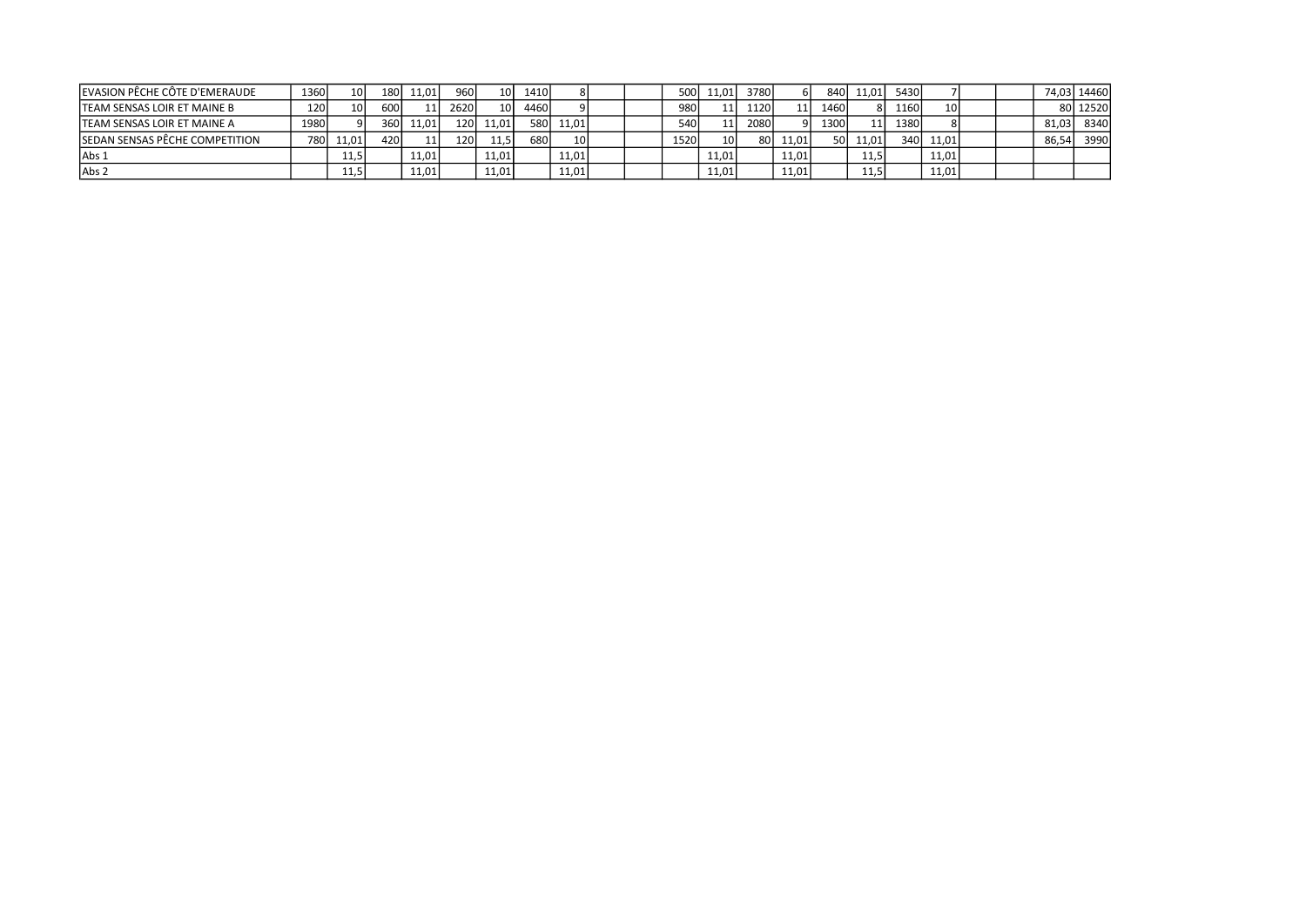| | | | | | | | | | | | | | | | | | | | | | | |
|---|---|---|---|---|---|---|---|---|---|---|---|---|---|---|---|---|---|---|---|---|---|---|
| EVASION PÊCHE CÔTE D'EMERAUDE | 1360 | 10 | 180 | 11,01 | 960 | 10 | 1410 | 8 | | | 500 | 11,01 | 3780 | 6 | 840 | 11,01 | 5430 | 7 | | | 74,03 | 14460 |
| TEAM SENSAS LOIR ET MAINE B | 120 | 10 | 600 | 11 | 2620 | 10 | 4460 | 9 | | | 980 | 11 | 1120 | 11 | 1460 | 8 | 1160 | 10 | | | 80 | 12520 |
| TEAM SENSAS LOIR ET MAINE A | 1980 | 9 | 360 | 11,01 | 120 | 11,01 | 580 | 11,01 | | | 540 | 11 | 2080 | 9 | 1300 | 11 | 1380 | 8 | | | 81,03 | 8340 |
| SEDAN SENSAS PÊCHE COMPETITION | 780 | 11,01 | 420 | 11 | 120 | 11,5 | 680 | 10 | | | 1520 | 10 | 80 | 11,01 | 50 | 11,01 | 340 | 11,01 | | | 86,54 | 3990 |
| Abs 1 | | 11,5 | | 11,01 | | 11,01 | | 11,01 | | | | 11,01 | | 11,01 | | 11,5 | | 11,01 | | | | |
| Abs 2 | | 11,5 | | 11,01 | | 11,01 | | 11,01 | | | | 11,01 | | 11,01 | | 11,5 | | 11,01 | | | | |